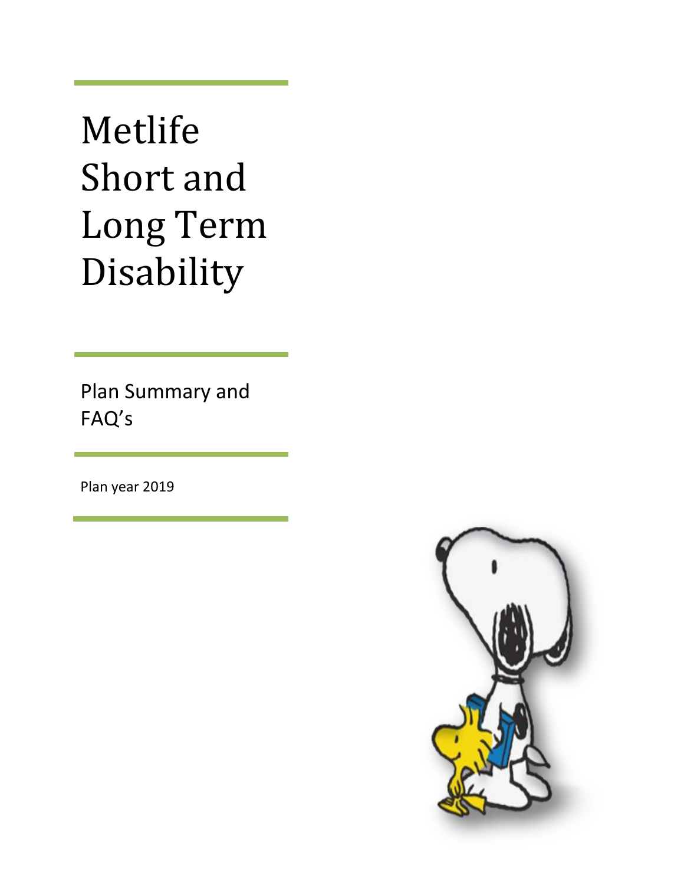# Metlife Short and Long Term Disability

Plan Summary and FAQ's

Plan year 2019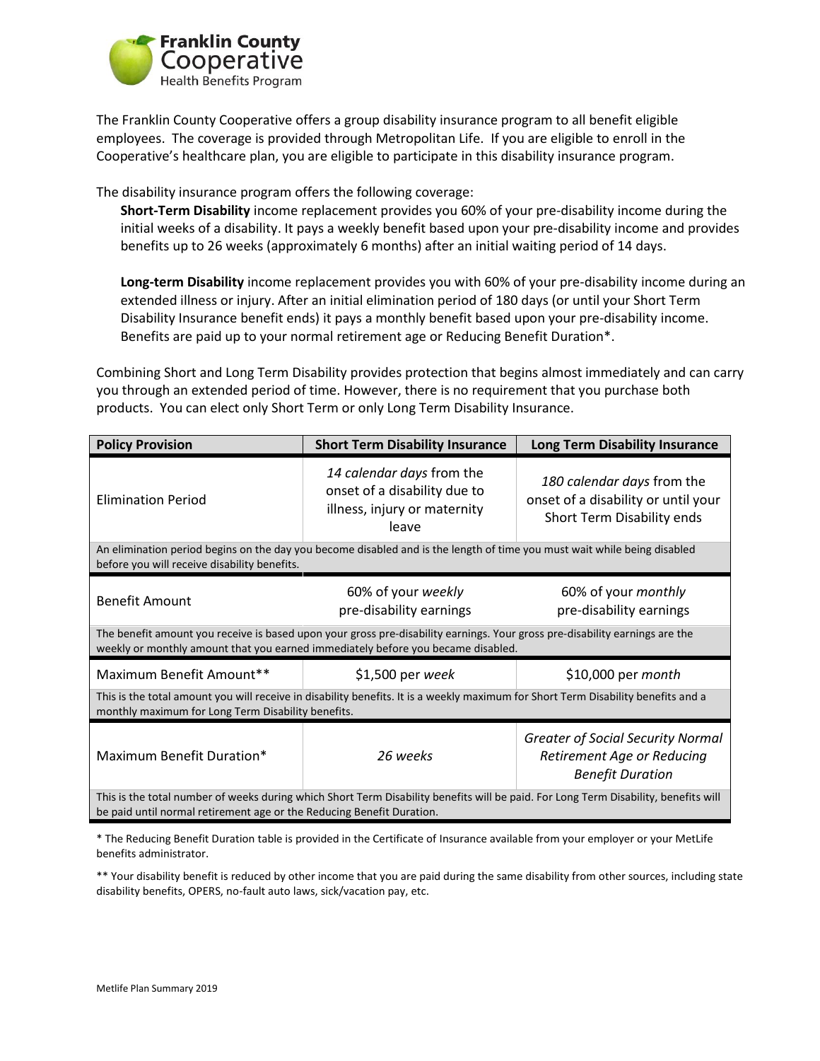**Franklin County Cooperative** Health Benefits Program

The Franklin County Cooperative offers a group disability insurance program to all benefit eligible employees. The coverage is provided through Metropolitan Life. If you are eligible to enroll in the Cooperative's healthcare plan, you are eligible to participate in this disability insurance program.

The disability insurance program offers the following coverage:

**Short-Term Disability** income replacement provides you 60% of your pre-disability income during the initial weeks of a disability. It pays a weekly benefit based upon your pre-disability income and provides benefits up to 26 weeks (approximately 6 months) after an initial waiting period of 14 days.

**Long-term Disability** income replacement provides you with 60% of your pre-disability income during an extended illness or injury. After an initial elimination period of 180 days (or until your Short Term Disability Insurance benefit ends) it pays a monthly benefit based upon your pre-disability income. Benefits are paid up to your normal retirement age or Reducing Benefit Duration*.

Combining Short and Long Term Disability provides protection that begins almost immediately and can carry you through an extended period of time. However, there is no requirement that you purchase both products. You can elect only Short Term or only Long Term Disability Insurance.

| Policy Provision | Short Term Disability Insurance | Long Term Disability Insurance |
|---|---|---|
| Elimination Period | *14 calendar days* from the onset of a disability due to illness, injury or maternity leave | *180 calendar days* from the onset of a disability or until your Short Term Disability ends |
| An elimination period begins on the day you become disabled and is the length of time you must wait while being disabled before you will receive disability benefits. | | |
| Benefit Amount | 60% of your *weekly* pre-disability earnings | 60% of your *monthly* pre-disability earnings |
| The benefit amount you receive is based upon your gross pre-disability earnings. Your gross pre-disability earnings are the weekly or monthly amount that you earned immediately before you became disabled. | | |
| Maximum Benefit Amount** | $1,500 per *week* | $10,000 per *month* |
| This is the total amount you will receive in disability benefits. It is a weekly maximum for Short Term Disability benefits and a monthly maximum for Long Term Disability benefits. | | |
| Maximum Benefit Duration* | *26 weeks* | *Greater of Social Security Normal Retirement Age or Reducing Benefit Duration* |
| This is the total number of weeks during which Short Term Disability benefits will be paid. For Long Term Disability, benefits will be paid until normal retirement age or the Reducing Benefit Duration. | | |

* The Reducing Benefit Duration table is provided in the Certificate of Insurance available from your employer or your MetLife benefits administrator.

** Your disability benefit is reduced by other income that you are paid during the same disability from other sources, including state disability benefits, OPERS, no-fault auto laws, sick/vacation pay, etc.

Metlife Plan Summary 2019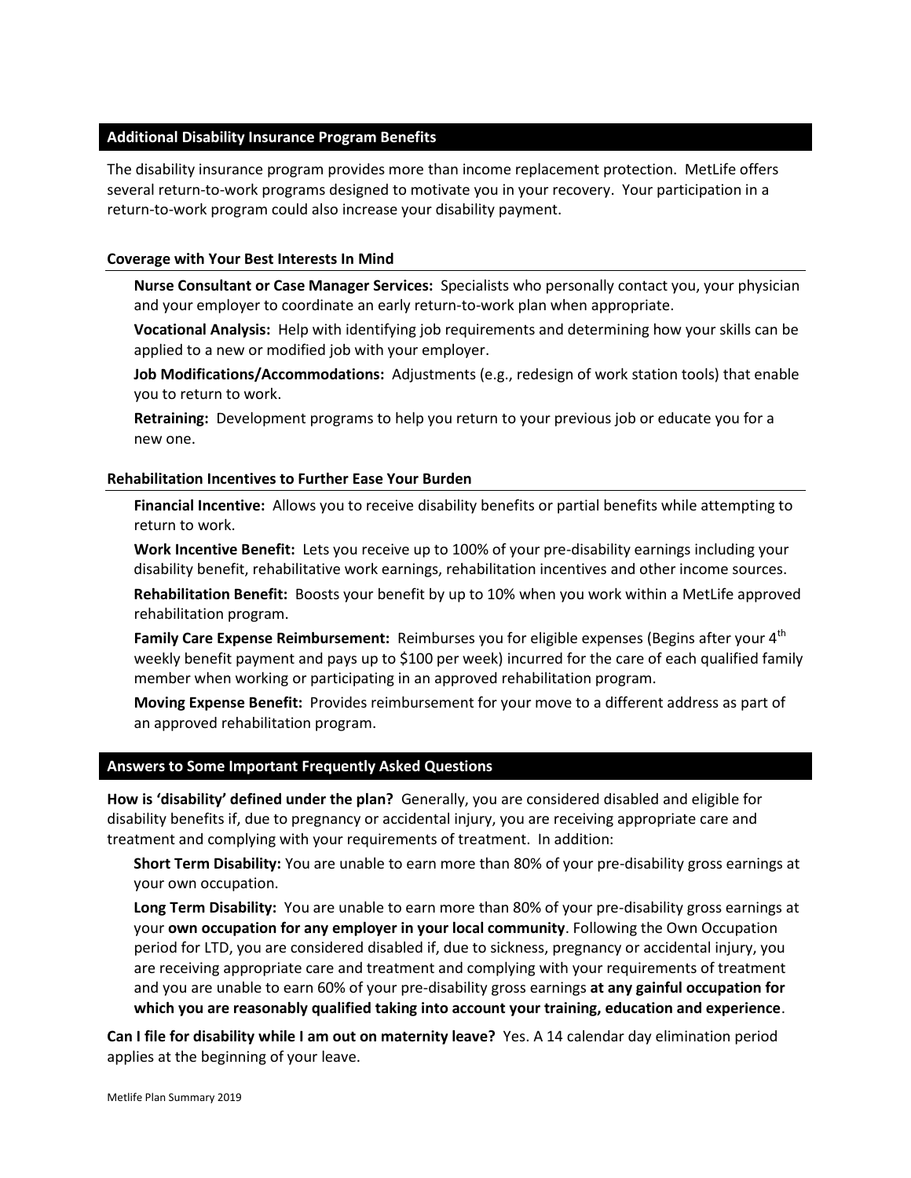## Additional Disability Insurance Program Benefits

The disability insurance program provides more than income replacement protection. MetLife offers several return-to-work programs designed to motivate you in your recovery. Your participation in a return-to-work program could also increase your disability payment.

### Coverage with Your Best Interests In Mind

**Nurse Consultant or Case Manager Services:** Specialists who personally contact you, your physician and your employer to coordinate an early return-to-work plan when appropriate.

**Vocational Analysis:** Help with identifying job requirements and determining how your skills can be applied to a new or modified job with your employer.

**Job Modifications/Accommodations:** Adjustments (e.g., redesign of work station tools) that enable you to return to work.

**Retraining:** Development programs to help you return to your previous job or educate you for a new one.

### Rehabilitation Incentives to Further Ease Your Burden

**Financial Incentive:** Allows you to receive disability benefits or partial benefits while attempting to return to work.

**Work Incentive Benefit:** Lets you receive up to 100% of your pre-disability earnings including your disability benefit, rehabilitative work earnings, rehabilitation incentives and other income sources.

**Rehabilitation Benefit:** Boosts your benefit by up to 10% when you work within a MetLife approved rehabilitation program.

**Family Care Expense Reimbursement:** Reimburses you for eligible expenses (Begins after your 4th weekly benefit payment and pays up to $100 per week) incurred for the care of each qualified family member when working or participating in an approved rehabilitation program.

**Moving Expense Benefit:** Provides reimbursement for your move to a different address as part of an approved rehabilitation program.

## Answers to Some Important Frequently Asked Questions

**How is 'disability' defined under the plan?** Generally, you are considered disabled and eligible for disability benefits if, due to pregnancy or accidental injury, you are receiving appropriate care and treatment and complying with your requirements of treatment. In addition:

**Short Term Disability:** You are unable to earn more than 80% of your pre-disability gross earnings at your own occupation.

**Long Term Disability:** You are unable to earn more than 80% of your pre-disability gross earnings at your **own occupation for any employer in your local community**. Following the Own Occupation period for LTD, you are considered disabled if, due to sickness, pregnancy or accidental injury, you are receiving appropriate care and treatment and complying with your requirements of treatment and you are unable to earn 60% of your pre-disability gross earnings **at any gainful occupation for which you are reasonably qualified taking into account your training, education and experience**.

**Can I file for disability while I am out on maternity leave?** Yes. A 14 calendar day elimination period applies at the beginning of your leave.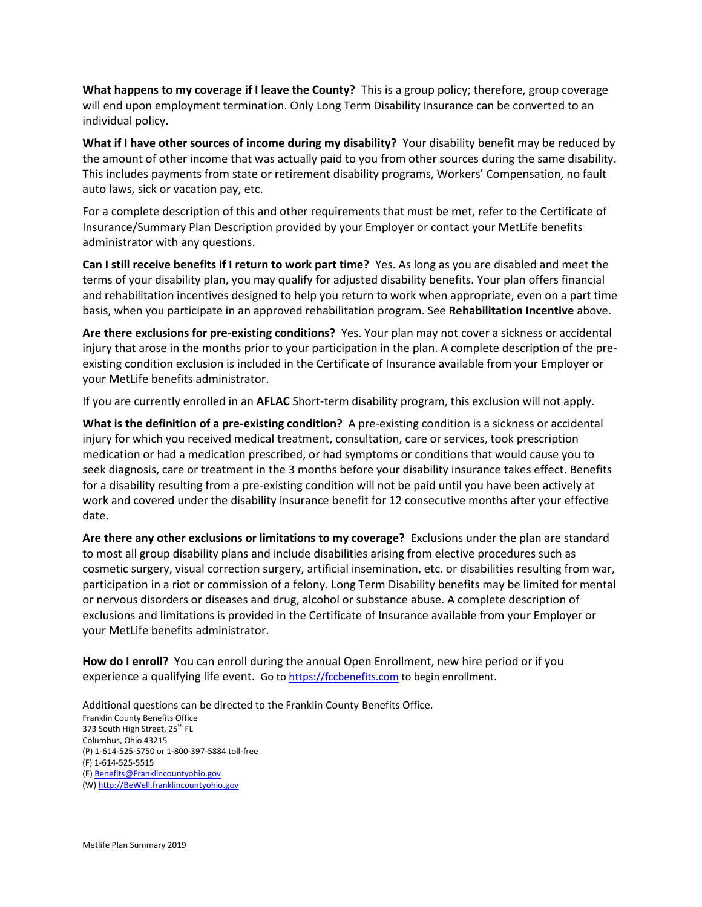**What happens to my coverage if I leave the County?** This is a group policy; therefore, group coverage will end upon employment termination. Only Long Term Disability Insurance can be converted to an individual policy.

**What if I have other sources of income during my disability?** Your disability benefit may be reduced by the amount of other income that was actually paid to you from other sources during the same disability. This includes payments from state or retirement disability programs, Workers' Compensation, no fault auto laws, sick or vacation pay, etc.

For a complete description of this and other requirements that must be met, refer to the Certificate of Insurance/Summary Plan Description provided by your Employer or contact your MetLife benefits administrator with any questions.

**Can I still receive benefits if I return to work part time?** Yes. As long as you are disabled and meet the terms of your disability plan, you may qualify for adjusted disability benefits. Your plan offers financial and rehabilitation incentives designed to help you return to work when appropriate, even on a part time basis, when you participate in an approved rehabilitation program. See **Rehabilitation Incentive** above.

**Are there exclusions for pre-existing conditions?** Yes. Your plan may not cover a sickness or accidental injury that arose in the months prior to your participation in the plan. A complete description of the pre-existing condition exclusion is included in the Certificate of Insurance available from your Employer or your MetLife benefits administrator.

If you are currently enrolled in an **AFLAC** Short-term disability program, this exclusion will not apply.

**What is the definition of a pre-existing condition?** A pre-existing condition is a sickness or accidental injury for which you received medical treatment, consultation, care or services, took prescription medication or had a medication prescribed, or had symptoms or conditions that would cause you to seek diagnosis, care or treatment in the 3 months before your disability insurance takes effect. Benefits for a disability resulting from a pre-existing condition will not be paid until you have been actively at work and covered under the disability insurance benefit for 12 consecutive months after your effective date.

**Are there any other exclusions or limitations to my coverage?** Exclusions under the plan are standard to most all group disability plans and include disabilities arising from elective procedures such as cosmetic surgery, visual correction surgery, artificial insemination, etc. or disabilities resulting from war, participation in a riot or commission of a felony. Long Term Disability benefits may be limited for mental or nervous disorders or diseases and drug, alcohol or substance abuse. A complete description of exclusions and limitations is provided in the Certificate of Insurance available from your Employer or your MetLife benefits administrator.

**How do I enroll?** You can enroll during the annual Open Enrollment, new hire period or if you experience a qualifying life event. Go to https://fccbenefits.com to begin enrollment.

Additional questions can be directed to the Franklin County Benefits Office.

Franklin County Benefits Office
373 South High Street, 25th FL
Columbus, Ohio 43215
(P) 1-614-525-5750 or 1-800-397-5884 toll-free
(F) 1-614-525-5515
(E) Benefits@Franklincountyohio.gov
(W) http://BeWell.franklincountyohio.gov

Metlife Plan Summary 2019